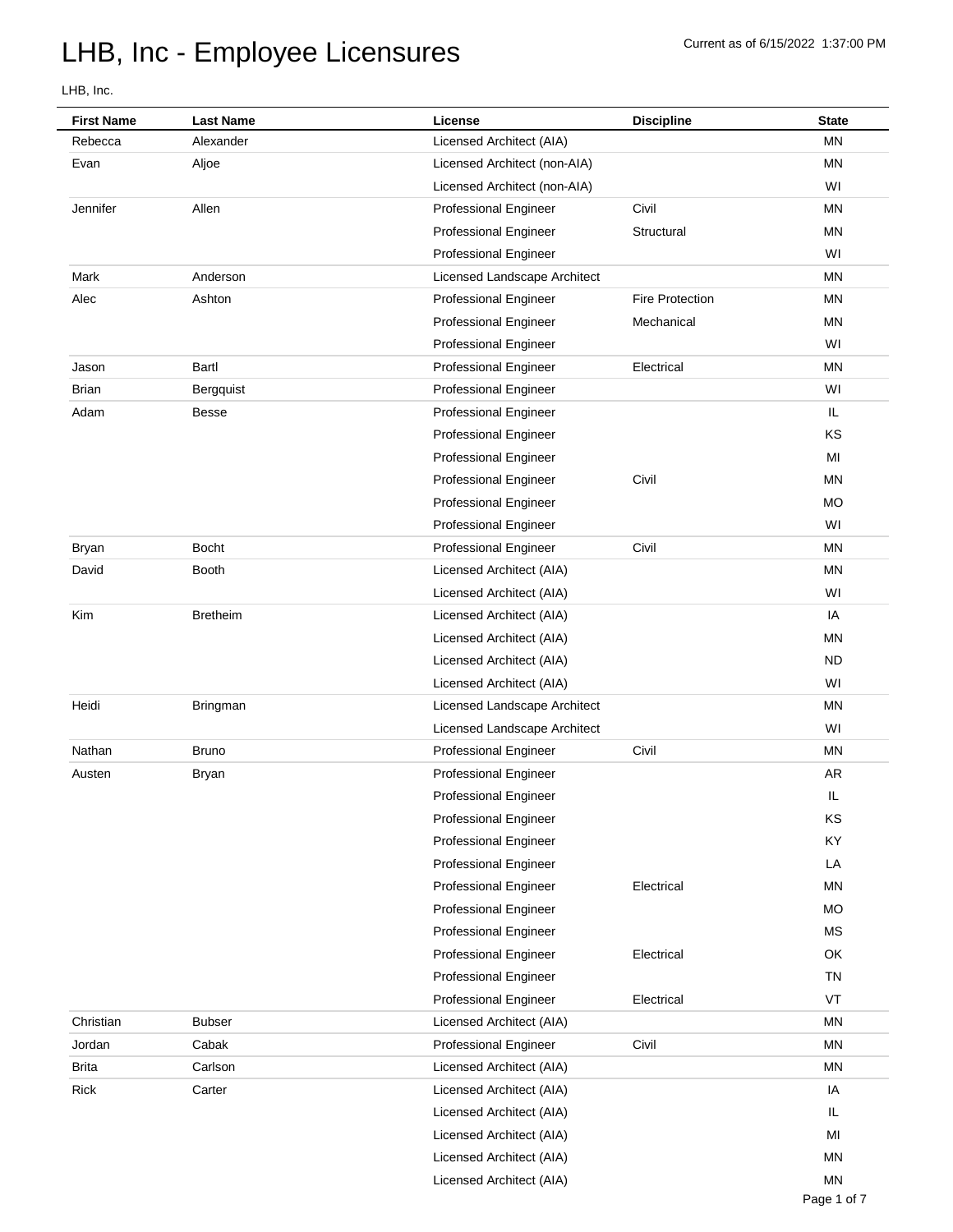# LHB, Inc - Employee Licensures

Current as of 6/15/2022 1:37:00 PM

LHB, Inc.

| First Name | Last Name | License | Discipline | State |
|---|---|---|---|---|
| Rebecca | Alexander | Licensed Architect (AIA) | | MN |
| Evan | Aljoe | Licensed Architect (non-AIA) | | MN |
| | | Licensed Architect (non-AIA) | | WI |
| Jennifer | Allen | Professional Engineer | Civil | MN |
| | | Professional Engineer | Structural | MN |
| | | Professional Engineer | | WI |
| Mark | Anderson | Licensed Landscape Architect | | MN |
| Alec | Ashton | Professional Engineer | Fire Protection | MN |
| | | Professional Engineer | Mechanical | MN |
| | | Professional Engineer | | WI |
| Jason | Bartl | Professional Engineer | Electrical | MN |
| Brian | Bergquist | Professional Engineer | | WI |
| Adam | Besse | Professional Engineer | | IL |
| | | Professional Engineer | | KS |
| | | Professional Engineer | | MI |
| | | Professional Engineer | Civil | MN |
| | | Professional Engineer | | MO |
| | | Professional Engineer | | WI |
| Bryan | Bocht | Professional Engineer | Civil | MN |
| David | Booth | Licensed Architect (AIA) | | MN |
| | | Licensed Architect (AIA) | | WI |
| Kim | Bretheim | Licensed Architect (AIA) | | IA |
| | | Licensed Architect (AIA) | | MN |
| | | Licensed Architect (AIA) | | ND |
| | | Licensed Architect (AIA) | | WI |
| Heidi | Bringman | Licensed Landscape Architect | | MN |
| | | Licensed Landscape Architect | | WI |
| Nathan | Bruno | Professional Engineer | Civil | MN |
| Austen | Bryan | Professional Engineer | | AR |
| | | Professional Engineer | | IL |
| | | Professional Engineer | | KS |
| | | Professional Engineer | | KY |
| | | Professional Engineer | | LA |
| | | Professional Engineer | Electrical | MN |
| | | Professional Engineer | | MO |
| | | Professional Engineer | | MS |
| | | Professional Engineer | Electrical | OK |
| | | Professional Engineer | | TN |
| | | Professional Engineer | Electrical | VT |
| Christian | Bubser | Licensed Architect (AIA) | | MN |
| Jordan | Cabak | Professional Engineer | Civil | MN |
| Brita | Carlson | Licensed Architect (AIA) | | MN |
| Rick | Carter | Licensed Architect (AIA) | | IA |
| | | Licensed Architect (AIA) | | IL |
| | | Licensed Architect (AIA) | | MI |
| | | Licensed Architect (AIA) | | MN |
| | | Licensed Architect (AIA) | | MN |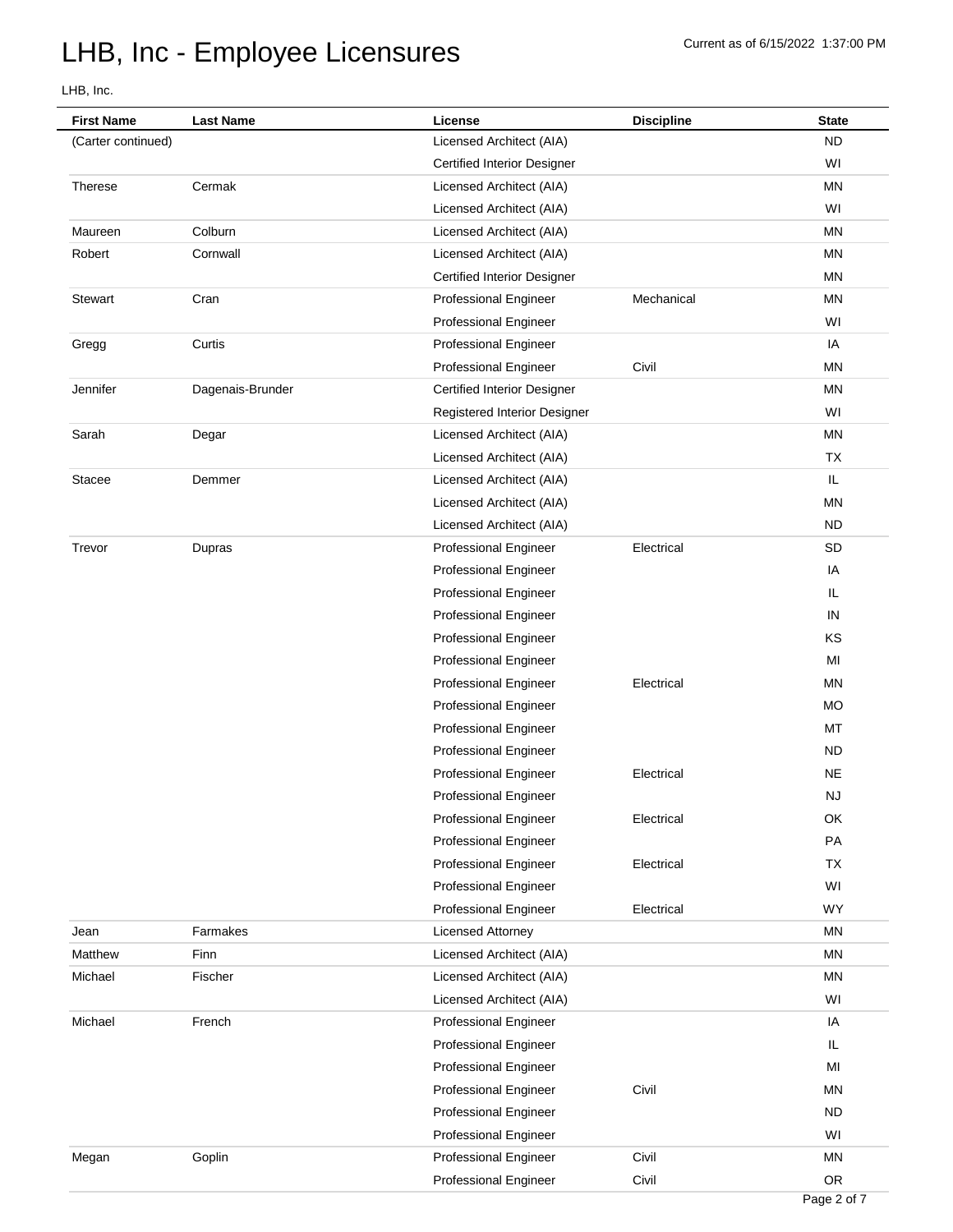# LHB, Inc - Employee Licensures

Current as of 6/15/2022 1:37:00 PM

LHB, Inc.

| First Name | Last Name | License | Discipline | State |
|---|---|---|---|---|
| (Carter continued) | | Licensed Architect (AIA) | | ND |
| | | Certified Interior Designer | | WI |
| Therese | Cermak | Licensed Architect (AIA) | | MN |
| | | Licensed Architect (AIA) | | WI |
| Maureen | Colburn | Licensed Architect (AIA) | | MN |
| Robert | Cornwall | Licensed Architect (AIA) | | MN |
| | | Certified Interior Designer | | MN |
| Stewart | Cran | Professional Engineer | Mechanical | MN |
| | | Professional Engineer | | WI |
| Gregg | Curtis | Professional Engineer | | IA |
| | | Professional Engineer | Civil | MN |
| Jennifer | Dagenais-Brunder | Certified Interior Designer | | MN |
| | | Registered Interior Designer | | WI |
| Sarah | Degar | Licensed Architect (AIA) | | MN |
| | | Licensed Architect (AIA) | | TX |
| Stacee | Demmer | Licensed Architect (AIA) | | IL |
| | | Licensed Architect (AIA) | | MN |
| | | Licensed Architect (AIA) | | ND |
| Trevor | Dupras | Professional Engineer | Electrical | SD |
| | | Professional Engineer | | IA |
| | | Professional Engineer | | IL |
| | | Professional Engineer | | IN |
| | | Professional Engineer | | KS |
| | | Professional Engineer | | MI |
| | | Professional Engineer | Electrical | MN |
| | | Professional Engineer | | MO |
| | | Professional Engineer | | MT |
| | | Professional Engineer | | ND |
| | | Professional Engineer | Electrical | NE |
| | | Professional Engineer | | NJ |
| | | Professional Engineer | Electrical | OK |
| | | Professional Engineer | | PA |
| | | Professional Engineer | Electrical | TX |
| | | Professional Engineer | | WI |
| | | Professional Engineer | Electrical | WY |
| Jean | Farmakes | Licensed Attorney | | MN |
| Matthew | Finn | Licensed Architect (AIA) | | MN |
| Michael | Fischer | Licensed Architect (AIA) | | MN |
| | | Licensed Architect (AIA) | | WI |
| Michael | French | Professional Engineer | | IA |
| | | Professional Engineer | | IL |
| | | Professional Engineer | | MI |
| | | Professional Engineer | Civil | MN |
| | | Professional Engineer | | ND |
| | | Professional Engineer | | WI |
| Megan | Goplin | Professional Engineer | Civil | MN |
| | | Professional Engineer | Civil | OR |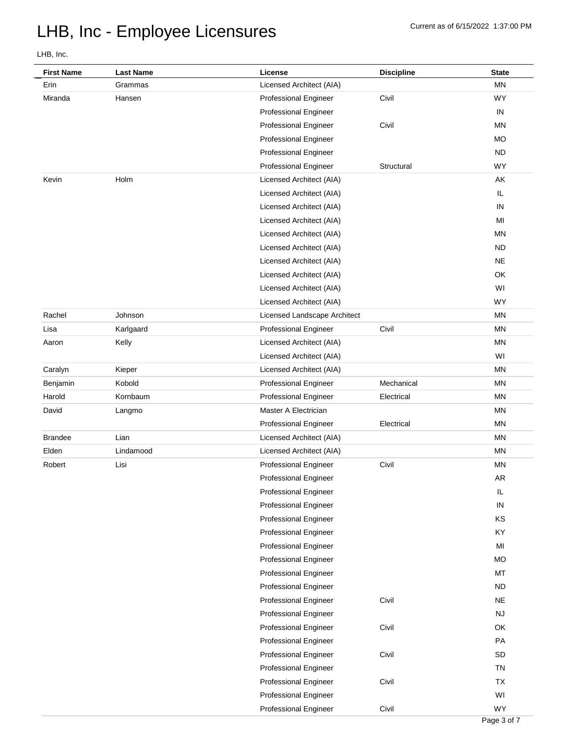# LHB, Inc - Employee Licensures

Current as of 6/15/2022 1:37:00 PM

LHB, Inc.

| First Name | Last Name | License | Discipline | State |
|---|---|---|---|---|
| Erin | Grammas | Licensed Architect (AIA) | | MN |
| Miranda | Hansen | Professional Engineer | Civil | WY |
| | | Professional Engineer | | IN |
| | | Professional Engineer | Civil | MN |
| | | Professional Engineer | | MO |
| | | Professional Engineer | | ND |
| | | Professional Engineer | Structural | WY |
| Kevin | Holm | Licensed Architect (AIA) | | AK |
| | | Licensed Architect (AIA) | | IL |
| | | Licensed Architect (AIA) | | IN |
| | | Licensed Architect (AIA) | | MI |
| | | Licensed Architect (AIA) | | MN |
| | | Licensed Architect (AIA) | | ND |
| | | Licensed Architect (AIA) | | NE |
| | | Licensed Architect (AIA) | | OK |
| | | Licensed Architect (AIA) | | WI |
| | | Licensed Architect (AIA) | | WY |
| Rachel | Johnson | Licensed Landscape Architect | | MN |
| Lisa | Karlgaard | Professional Engineer | Civil | MN |
| Aaron | Kelly | Licensed Architect (AIA) | | MN |
| | | Licensed Architect (AIA) | | WI |
| Caralyn | Kieper | Licensed Architect (AIA) | | MN |
| Benjamin | Kobold | Professional Engineer | Mechanical | MN |
| Harold | Kornbaum | Professional Engineer | Electrical | MN |
| David | Langmo | Master A Electrician | | MN |
| | | Professional Engineer | Electrical | MN |
| Brandee | Lian | Licensed Architect (AIA) | | MN |
| Elden | Lindamood | Licensed Architect (AIA) | | MN |
| Robert | Lisi | Professional Engineer | Civil | MN |
| | | Professional Engineer | | AR |
| | | Professional Engineer | | IL |
| | | Professional Engineer | | IN |
| | | Professional Engineer | | KS |
| | | Professional Engineer | | KY |
| | | Professional Engineer | | MI |
| | | Professional Engineer | | MO |
| | | Professional Engineer | | MT |
| | | Professional Engineer | | ND |
| | | Professional Engineer | Civil | NE |
| | | Professional Engineer | | NJ |
| | | Professional Engineer | Civil | OK |
| | | Professional Engineer | | PA |
| | | Professional Engineer | Civil | SD |
| | | Professional Engineer | | TN |
| | | Professional Engineer | Civil | TX |
| | | Professional Engineer | | WI |
| | | Professional Engineer | Civil | WY |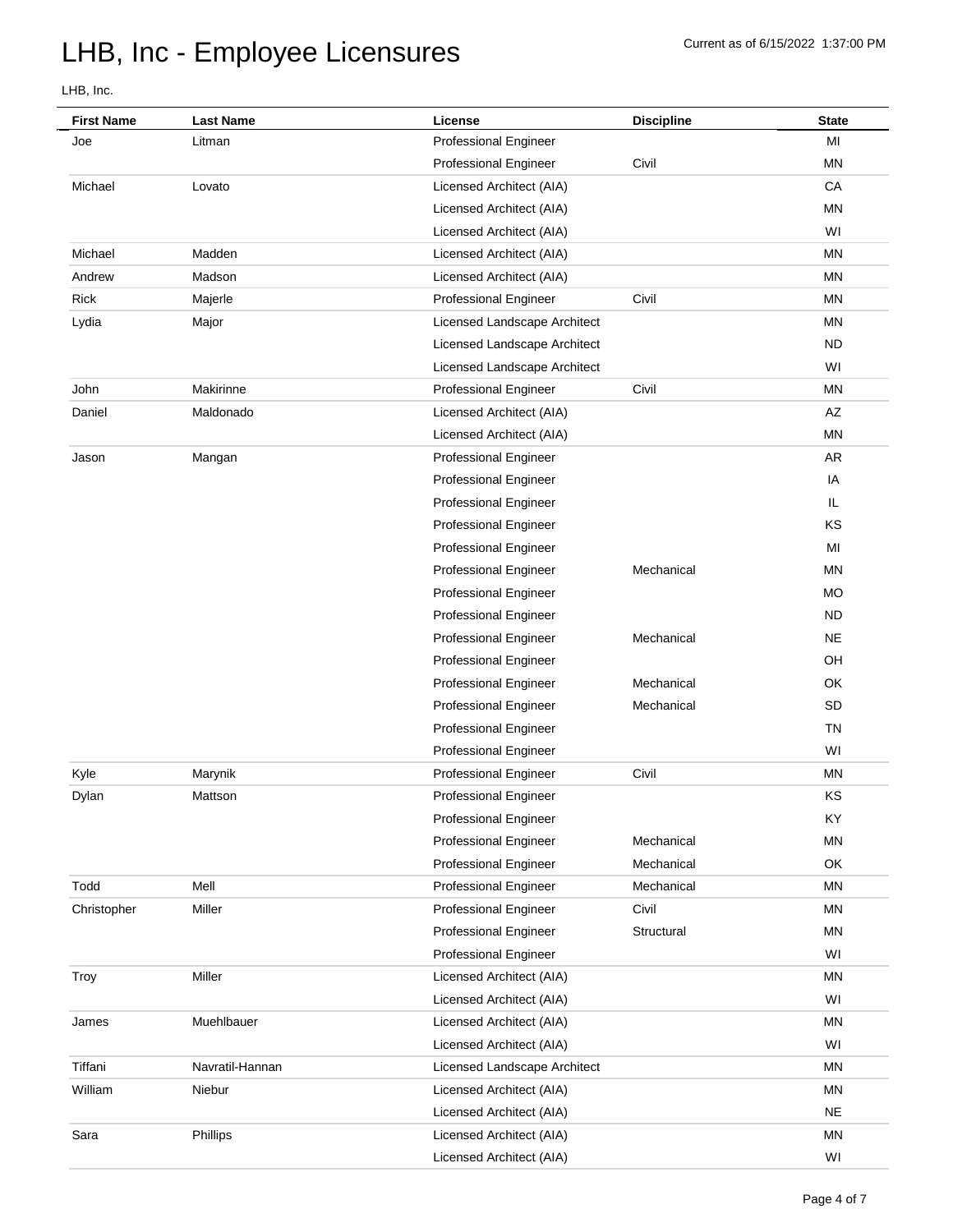# LHB, Inc - Employee Licensures

Current as of 6/15/2022 1:37:00 PM

LHB, Inc.

| First Name | Last Name | License | Discipline | State |
|---|---|---|---|---|
| Joe | Litman | Professional Engineer | | MI |
| | | Professional Engineer | Civil | MN |
| Michael | Lovato | Licensed Architect (AIA) | | CA |
| | | Licensed Architect (AIA) | | MN |
| | | Licensed Architect (AIA) | | WI |
| Michael | Madden | Licensed Architect (AIA) | | MN |
| Andrew | Madson | Licensed Architect (AIA) | | MN |
| Rick | Majerle | Professional Engineer | Civil | MN |
| Lydia | Major | Licensed Landscape Architect | | MN |
| | | Licensed Landscape Architect | | ND |
| | | Licensed Landscape Architect | | WI |
| John | Makirinne | Professional Engineer | Civil | MN |
| Daniel | Maldonado | Licensed Architect (AIA) | | AZ |
| | | Licensed Architect (AIA) | | MN |
| Jason | Mangan | Professional Engineer | | AR |
| | | Professional Engineer | | IA |
| | | Professional Engineer | | IL |
| | | Professional Engineer | | KS |
| | | Professional Engineer | | MI |
| | | Professional Engineer | Mechanical | MN |
| | | Professional Engineer | | MO |
| | | Professional Engineer | | ND |
| | | Professional Engineer | Mechanical | NE |
| | | Professional Engineer | | OH |
| | | Professional Engineer | Mechanical | OK |
| | | Professional Engineer | Mechanical | SD |
| | | Professional Engineer | | TN |
| | | Professional Engineer | | WI |
| Kyle | Marynik | Professional Engineer | Civil | MN |
| Dylan | Mattson | Professional Engineer | | KS |
| | | Professional Engineer | | KY |
| | | Professional Engineer | Mechanical | MN |
| | | Professional Engineer | Mechanical | OK |
| Todd | Mell | Professional Engineer | Mechanical | MN |
| Christopher | Miller | Professional Engineer | Civil | MN |
| | | Professional Engineer | Structural | MN |
| | | Professional Engineer | | WI |
| Troy | Miller | Licensed Architect (AIA) | | MN |
| | | Licensed Architect (AIA) | | WI |
| James | Muehlbauer | Licensed Architect (AIA) | | MN |
| | | Licensed Architect (AIA) | | WI |
| Tiffani | Navratil-Hannan | Licensed Landscape Architect | | MN |
| William | Niebur | Licensed Architect (AIA) | | MN |
| | | Licensed Architect (AIA) | | NE |
| Sara | Phillips | Licensed Architect (AIA) | | MN |
| | | Licensed Architect (AIA) | | WI |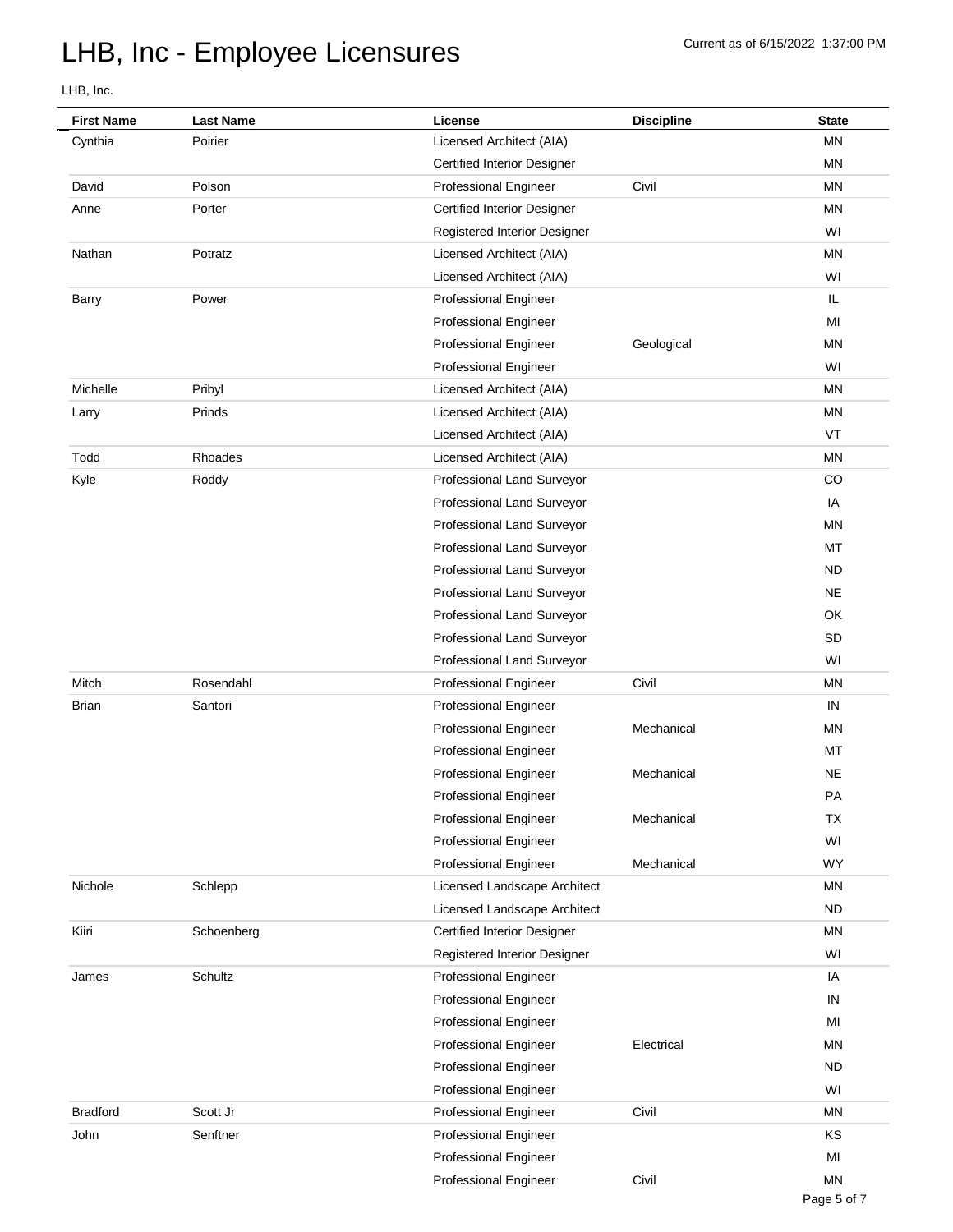# LHB, Inc - Employee Licensures

Current as of 6/15/2022 1:37:00 PM

LHB, Inc.

| First Name | Last Name | License | Discipline | State |
|---|---|---|---|---|
| Cynthia | Poirier | Licensed Architect (AIA) | | MN |
| | | Certified Interior Designer | | MN |
| David | Polson | Professional Engineer | Civil | MN |
| Anne | Porter | Certified Interior Designer | | MN |
| | | Registered Interior Designer | | WI |
| Nathan | Potratz | Licensed Architect (AIA) | | MN |
| | | Licensed Architect (AIA) | | WI |
| Barry | Power | Professional Engineer | | IL |
| | | Professional Engineer | | MI |
| | | Professional Engineer | Geological | MN |
| | | Professional Engineer | | WI |
| Michelle | Pribyl | Licensed Architect (AIA) | | MN |
| Larry | Prinds | Licensed Architect (AIA) | | MN |
| | | Licensed Architect (AIA) | | VT |
| Todd | Rhoades | Licensed Architect (AIA) | | MN |
| Kyle | Roddy | Professional Land Surveyor | | CO |
| | | Professional Land Surveyor | | IA |
| | | Professional Land Surveyor | | MN |
| | | Professional Land Surveyor | | MT |
| | | Professional Land Surveyor | | ND |
| | | Professional Land Surveyor | | NE |
| | | Professional Land Surveyor | | OK |
| | | Professional Land Surveyor | | SD |
| | | Professional Land Surveyor | | WI |
| Mitch | Rosendahl | Professional Engineer | Civil | MN |
| Brian | Santori | Professional Engineer | | IN |
| | | Professional Engineer | Mechanical | MN |
| | | Professional Engineer | | MT |
| | | Professional Engineer | Mechanical | NE |
| | | Professional Engineer | | PA |
| | | Professional Engineer | Mechanical | TX |
| | | Professional Engineer | | WI |
| | | Professional Engineer | Mechanical | WY |
| Nichole | Schlepp | Licensed Landscape Architect | | MN |
| | | Licensed Landscape Architect | | ND |
| Kiiri | Schoenberg | Certified Interior Designer | | MN |
| | | Registered Interior Designer | | WI |
| James | Schultz | Professional Engineer | | IA |
| | | Professional Engineer | | IN |
| | | Professional Engineer | | MI |
| | | Professional Engineer | Electrical | MN |
| | | Professional Engineer | | ND |
| | | Professional Engineer | | WI |
| Bradford | Scott Jr | Professional Engineer | Civil | MN |
| John | Senftner | Professional Engineer | | KS |
| | | Professional Engineer | | MI |
| | | Professional Engineer | Civil | MN |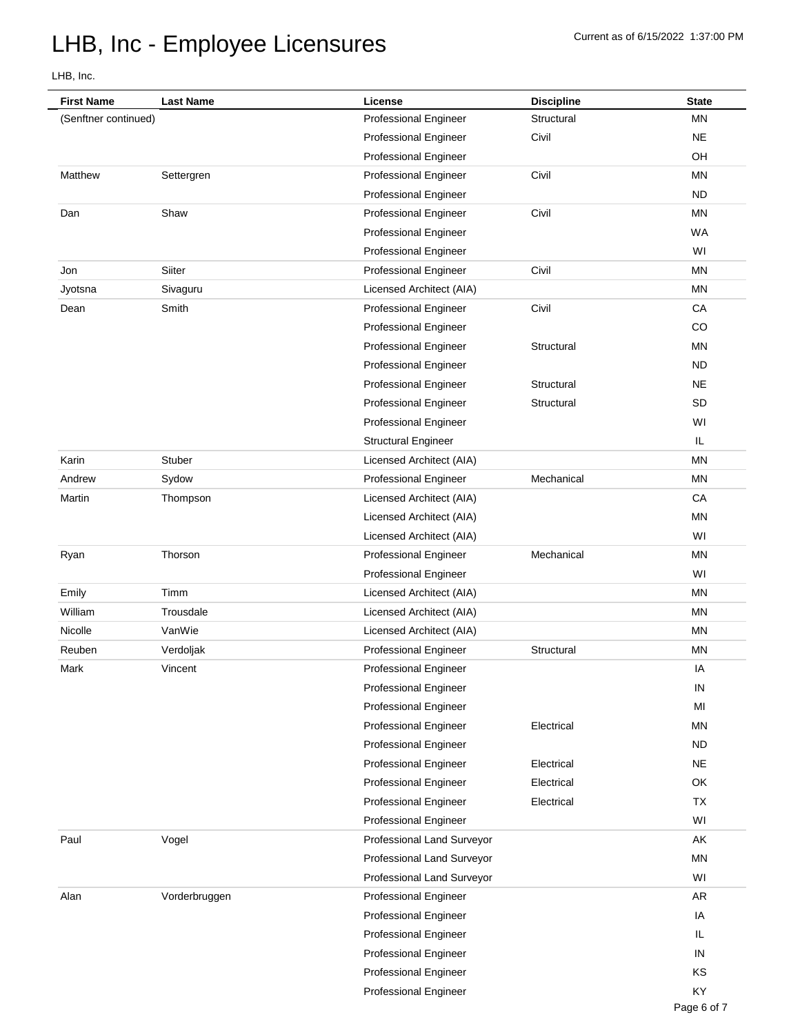# LHB, Inc - Employee Licensures

Current as of 6/15/2022 1:37:00 PM

LHB, Inc.

| First Name | Last Name | License | Discipline | State |
|---|---|---|---|---|
| (Senftner continued) | | Professional Engineer | Structural | MN |
| | | Professional Engineer | Civil | NE |
| | | Professional Engineer | | OH |
| Matthew | Settergren | Professional Engineer | Civil | MN |
| | | Professional Engineer | | ND |
| Dan | Shaw | Professional Engineer | Civil | MN |
| | | Professional Engineer | | WA |
| | | Professional Engineer | | WI |
| Jon | Siiter | Professional Engineer | Civil | MN |
| Jyotsna | Sivaguru | Licensed Architect (AIA) | | MN |
| Dean | Smith | Professional Engineer | Civil | CA |
| | | Professional Engineer | | CO |
| | | Professional Engineer | Structural | MN |
| | | Professional Engineer | | ND |
| | | Professional Engineer | Structural | NE |
| | | Professional Engineer | Structural | SD |
| | | Professional Engineer | | WI |
| | | Structural Engineer | | IL |
| Karin | Stuber | Licensed Architect (AIA) | | MN |
| Andrew | Sydow | Professional Engineer | Mechanical | MN |
| Martin | Thompson | Licensed Architect (AIA) | | CA |
| | | Licensed Architect (AIA) | | MN |
| | | Licensed Architect (AIA) | | WI |
| Ryan | Thorson | Professional Engineer | Mechanical | MN |
| | | Professional Engineer | | WI |
| Emily | Timm | Licensed Architect (AIA) | | MN |
| William | Trousdale | Licensed Architect (AIA) | | MN |
| Nicolle | VanWie | Licensed Architect (AIA) | | MN |
| Reuben | Verdoljak | Professional Engineer | Structural | MN |
| Mark | Vincent | Professional Engineer | | IA |
| | | Professional Engineer | | IN |
| | | Professional Engineer | | MI |
| | | Professional Engineer | Electrical | MN |
| | | Professional Engineer | | ND |
| | | Professional Engineer | Electrical | NE |
| | | Professional Engineer | Electrical | OK |
| | | Professional Engineer | Electrical | TX |
| | | Professional Engineer | | WI |
| Paul | Vogel | Professional Land Surveyor | | AK |
| | | Professional Land Surveyor | | MN |
| | | Professional Land Surveyor | | WI |
| Alan | Vorderbruggen | Professional Engineer | | AR |
| | | Professional Engineer | | IA |
| | | Professional Engineer | | IL |
| | | Professional Engineer | | IN |
| | | Professional Engineer | | KS |
| | | Professional Engineer | | KY |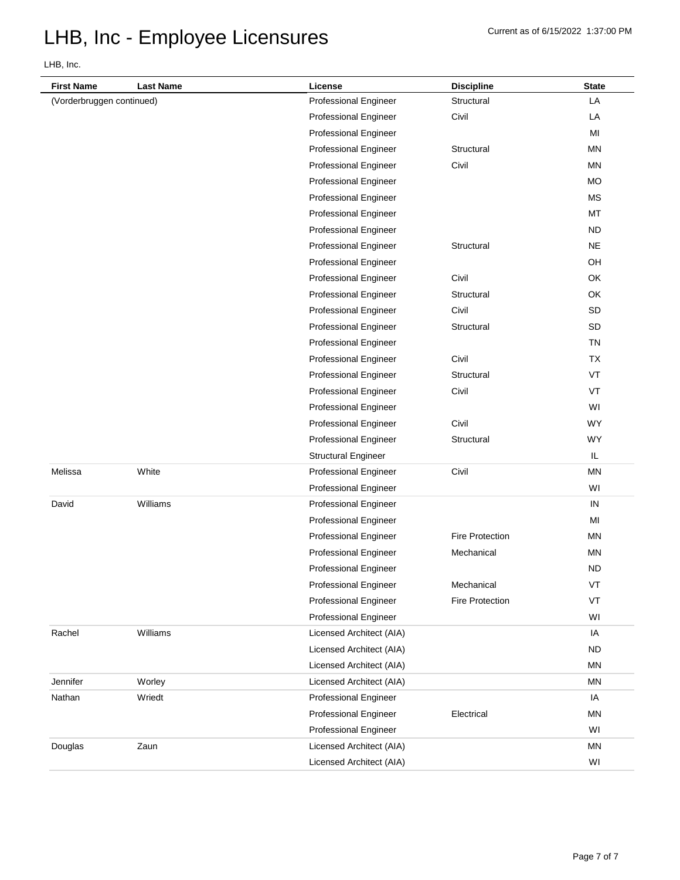# LHB, Inc - Employee Licensures

Current as of 6/15/2022 1:37:00 PM

LHB, Inc.

| First Name | Last Name | License | Discipline | State |
|---|---|---|---|---|
| (Vorderbruggen continued) | | Professional Engineer | Structural | LA |
| | | Professional Engineer | Civil | LA |
| | | Professional Engineer | | MI |
| | | Professional Engineer | Structural | MN |
| | | Professional Engineer | Civil | MN |
| | | Professional Engineer | | MO |
| | | Professional Engineer | | MS |
| | | Professional Engineer | | MT |
| | | Professional Engineer | | ND |
| | | Professional Engineer | Structural | NE |
| | | Professional Engineer | | OH |
| | | Professional Engineer | Civil | OK |
| | | Professional Engineer | Structural | OK |
| | | Professional Engineer | Civil | SD |
| | | Professional Engineer | Structural | SD |
| | | Professional Engineer | | TN |
| | | Professional Engineer | Civil | TX |
| | | Professional Engineer | Structural | VT |
| | | Professional Engineer | Civil | VT |
| | | Professional Engineer | | WI |
| | | Professional Engineer | Civil | WY |
| | | Professional Engineer | Structural | WY |
| | | Structural Engineer | | IL |
| Melissa | White | Professional Engineer | Civil | MN |
| | | Professional Engineer | | WI |
| David | Williams | Professional Engineer | | IN |
| | | Professional Engineer | | MI |
| | | Professional Engineer | Fire Protection | MN |
| | | Professional Engineer | Mechanical | MN |
| | | Professional Engineer | | ND |
| | | Professional Engineer | Mechanical | VT |
| | | Professional Engineer | Fire Protection | VT |
| | | Professional Engineer | | WI |
| Rachel | Williams | Licensed Architect (AIA) | | IA |
| | | Licensed Architect (AIA) | | ND |
| | | Licensed Architect (AIA) | | MN |
| Jennifer | Worley | Licensed Architect (AIA) | | MN |
| Nathan | Wriedt | Professional Engineer | | IA |
| | | Professional Engineer | Electrical | MN |
| | | Professional Engineer | | WI |
| Douglas | Zaun | Licensed Architect (AIA) | | MN |
| | | Licensed Architect (AIA) | | WI |